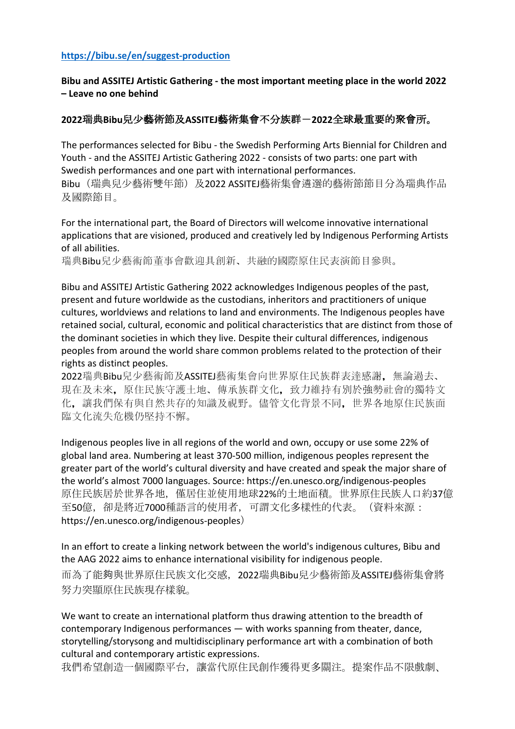https://bibu.se/en/suggest-production

**Bibu and ASSITEJ Artistic Gathering - the most important meeting place in the world 2022 – Leave no one behind**

**2022瑞典Bibu兒少藝術節及ASSITEJ藝術集會不分族群－2022全球最重要的聚會所。**

The performances selected for Bibu - the Swedish Performing Arts Biennial for Children and Youth - and the ASSITEJ Artistic Gathering 2022 - consists of two parts: one part with Swedish performances and one part with international performances.
Bibu（瑞典兒少藝術雙年節）及2022 ASSITEJ藝術集會遴選的藝術節節目分為瑞典作品及國際節目。

For the international part, the Board of Directors will welcome innovative international applications that are visioned, produced and creatively led by Indigenous Performing Artists of all abilities.
瑞典Bibu兒少藝術節董事會歡迎具創新、共融的國際原住民表演節目參與。

Bibu and ASSITEJ Artistic Gathering 2022 acknowledges Indigenous peoples of the past, present and future worldwide as the custodians, inheritors and practitioners of unique cultures, worldviews and relations to land and environments. The Indigenous peoples have retained social, cultural, economic and political characteristics that are distinct from those of the dominant societies in which they live. Despite their cultural differences, indigenous peoples from around the world share common problems related to the protection of their rights as distinct peoples.
2022瑞典Bibu兒少藝術節及ASSITEJ藝術集會向世界原住民族群表達感謝，無論過去、現在及未來，原住民族守護土地、傳承族群文化，致力維持有別於強勢社會的獨特文化，讓我們保有與自然共存的知識及視野。儘管文化背景不同，世界各地原住民族面臨文化流失危機仍堅持不懈。

Indigenous peoples live in all regions of the world and own, occupy or use some 22% of global land area. Numbering at least 370-500 million, indigenous peoples represent the greater part of the world's cultural diversity and have created and speak the major share of the world's almost 7000 languages. Source: https://en.unesco.org/indigenous-peoples
原住民族居於世界各地，僅居住並使用地球22%的土地面積。世界原住民族人口約37億至50億，卻是將近7000種語言的使用者，可謂文化多樣性的代表。（資料來源：https://en.unesco.org/indigenous-peoples）

In an effort to create a linking network between the world's indigenous cultures, Bibu and the AAG 2022 aims to enhance international visibility for indigenous people.
而為了能夠與世界原住民族文化交感，2022瑞典Bibu兒少藝術節及ASSITEJ藝術集會將努力突顯原住民族現存樣貌。

We want to create an international platform thus drawing attention to the breadth of contemporary Indigenous performances — with works spanning from theater, dance, storytelling/storysong and multidisciplinary performance art with a combination of both cultural and contemporary artistic expressions.
我們希望創造一個國際平台，讓當代原住民創作獲得更多關注。提案作品不限戲劇、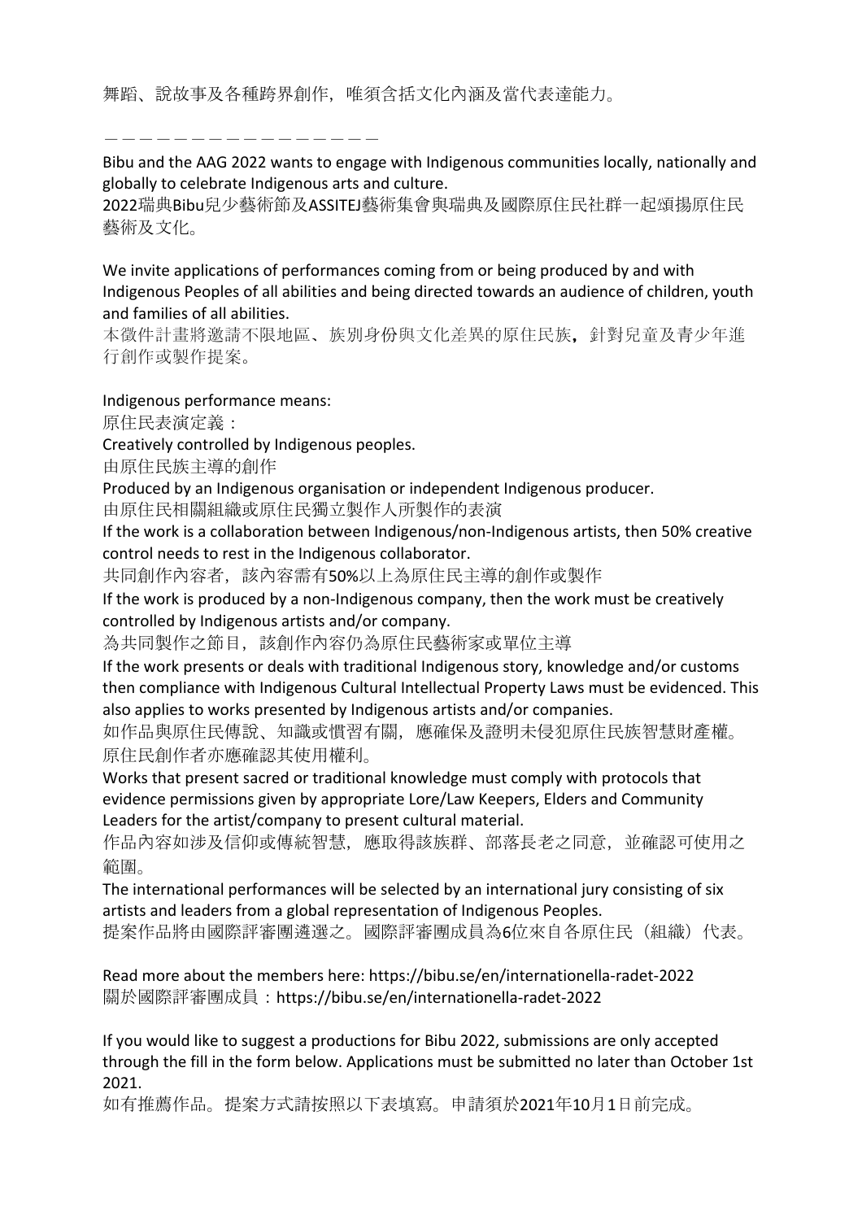舞蹈、說故事及各種跨界創作，唯須含括文化內涵及當代表達能力。

－－－－－－－－－－－－－－－－－

Bibu and the AAG 2022 wants to engage with Indigenous communities locally, nationally and globally to celebrate Indigenous arts and culture.
2022瑞典Bibu兒少藝術節及ASSITEJ藝術集會與瑞典及國際原住民社群一起頌揚原住民藝術及文化。

We invite applications of performances coming from or being produced by and with Indigenous Peoples of all abilities and being directed towards an audience of children, youth and families of all abilities.
本徵件計畫將邀請不限地區、族別身份與文化差異的原住民族，針對兒童及青少年進行創作或製作提案。

Indigenous performance means:
原住民表演定義：
Creatively controlled by Indigenous peoples.
由原住民族主導的創作
Produced by an Indigenous organisation or independent Indigenous producer.
由原住民相關組織或原住民獨立製作人所製作的表演
If the work is a collaboration between Indigenous/non-Indigenous artists, then 50% creative control needs to rest in the Indigenous collaborator.
共同創作內容者，該內容需有50%以上為原住民主導的創作或製作
If the work is produced by a non-Indigenous company, then the work must be creatively controlled by Indigenous artists and/or company.
為共同製作之節目，該創作內容仍為原住民藝術家或單位主導
If the work presents or deals with traditional Indigenous story, knowledge and/or customs then compliance with Indigenous Cultural Intellectual Property Laws must be evidenced. This also applies to works presented by Indigenous artists and/or companies.
如作品與原住民傳說、知識或慣習有關，應確保及證明未侵犯原住民族智慧財產權。原住民創作者亦應確認其使用權利。
Works that present sacred or traditional knowledge must comply with protocols that evidence permissions given by appropriate Lore/Law Keepers, Elders and Community Leaders for the artist/company to present cultural material.
作品內容如涉及信仰或傳統智慧，應取得該族群、部落長老之同意，並確認可使用之範圍。
The international performances will be selected by an international jury consisting of six artists and leaders from a global representation of Indigenous Peoples.
提案作品將由國際評審團遴選之。國際評審團成員為6位來自各原住民（組織）代表。

Read more about the members here: https://bibu.se/en/internationella-radet-2022
關於國際評審團成員：https://bibu.se/en/internationella-radet-2022

If you would like to suggest a productions for Bibu 2022, submissions are only accepted through the fill in the form below. Applications must be submitted no later than October 1st 2021.
如有推薦作品。提案方式請按照以下表填寫。申請須於2021年10月1日前完成。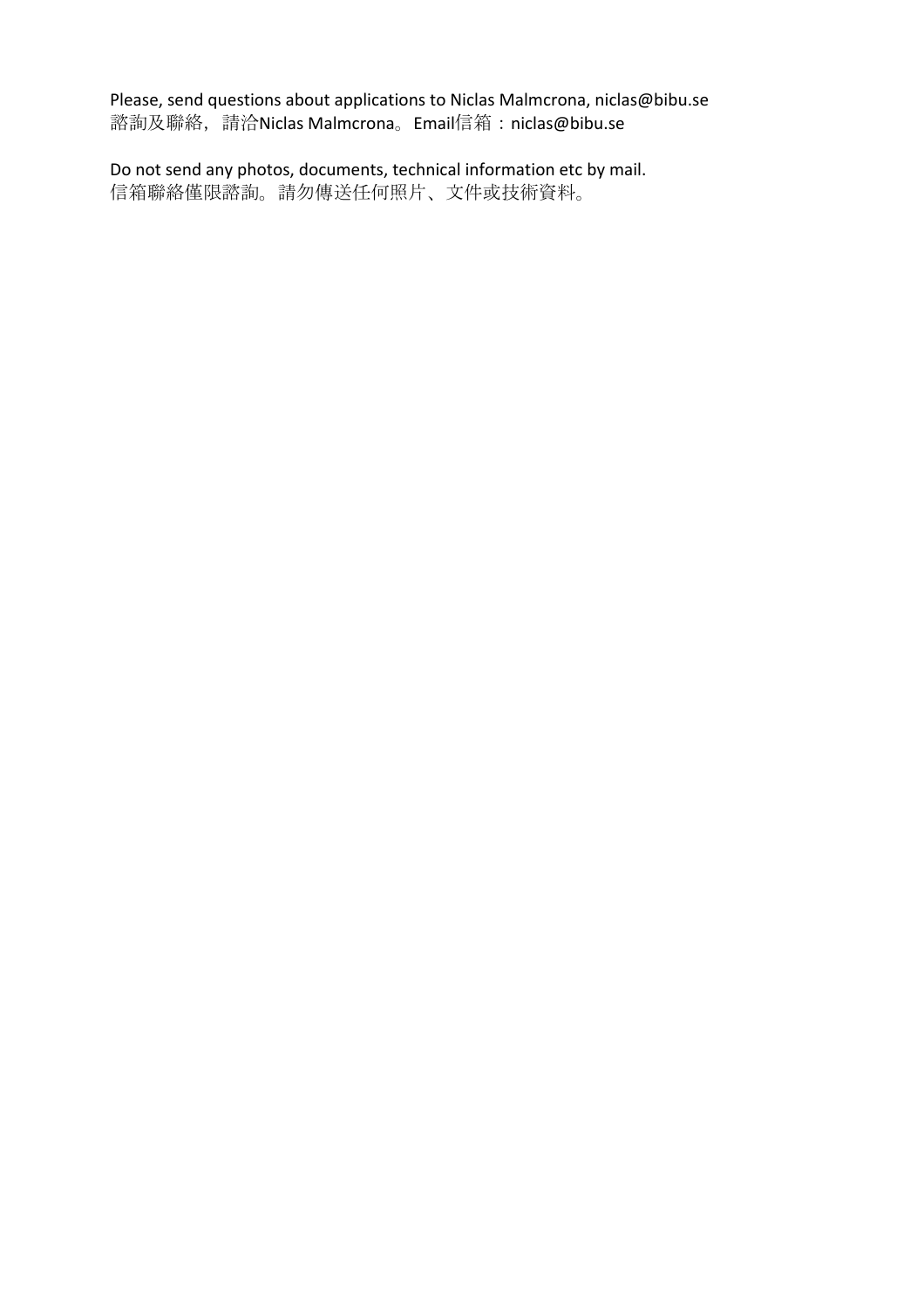Please, send questions about applications to Niclas Malmcrona, niclas@bibu.se
諮詢及聯絡，請洽Niclas Malmcrona。Email信箱：niclas@bibu.se

Do not send any photos, documents, technical information etc by mail.
信箱聯絡僅限諮詢。請勿傳送任何照片、文件或技術資料。